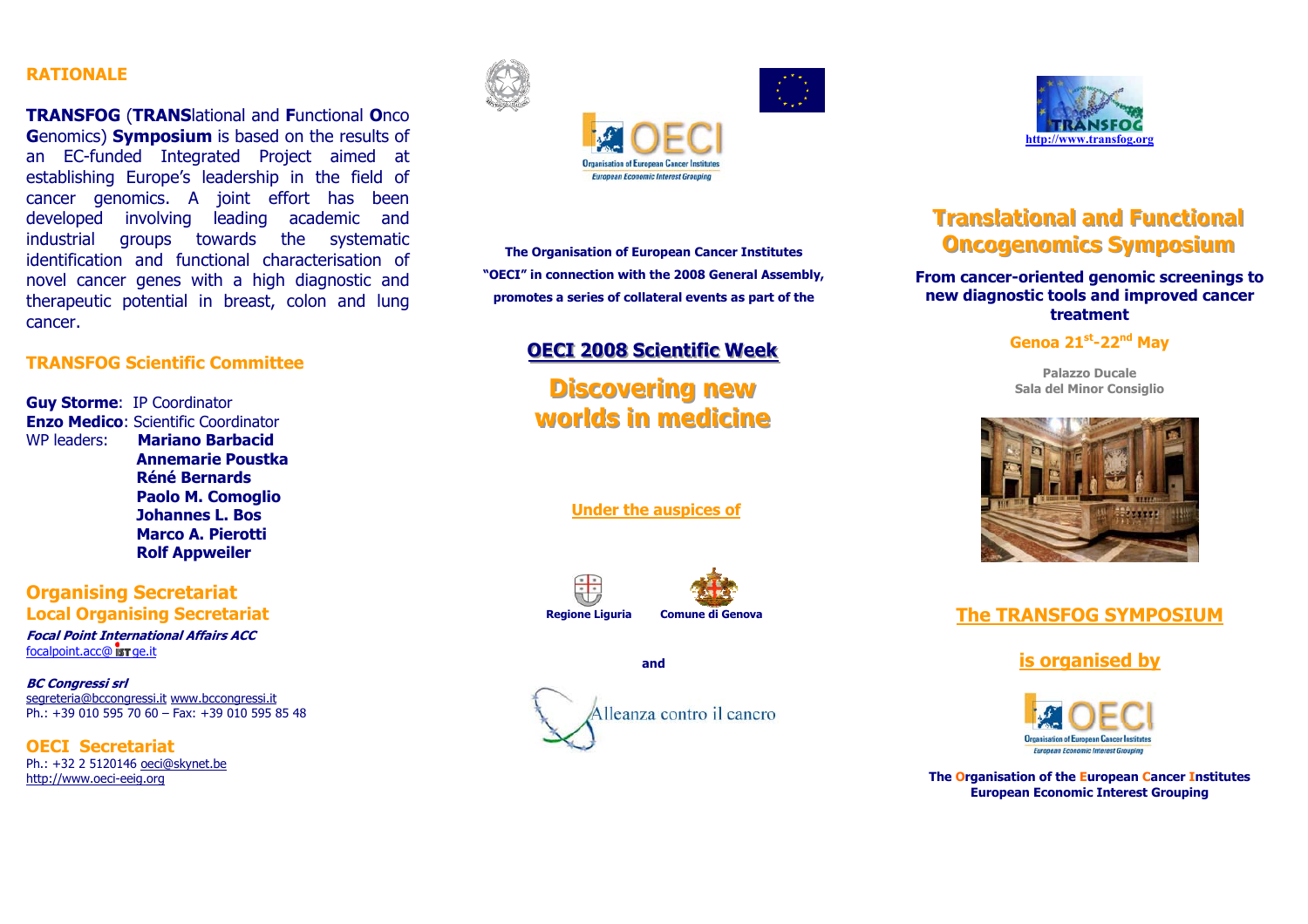## RATIONALE

**TRANSFOG** (**TRANS**lational and **F**unctional **O**nco **G**enomics) **Symposium** is based on the results of an EC-funded Integrated Project aimed at establishing Europe's leadership in the field of cancer genomics. A joint effort has been developed involving leading academic and industrial groups towards the systematic identification and functional characterisation of novel cancer genes with a high diagnostic and therapeutic potential in breast, colon and lung cancer.

## TRANSFOG Scientific Committee

**Guy Storme**: IP Coordinator
**Enzo Medico**: Scientific Coordinator
WP leaders:
**Mariano Barbacid**
**Annemarie Poustka**
**Réné Bernards**
**Paolo M. Comoglio**
**Johannes L. Bos**
**Marco A. Pierotti**
**Rolf Appweiler**

## Organising Secretariat
## Local Organising Secretariat

***Focal Point International Affairs ACC***
focalpoint.acc@ istge.it

***BC Congressi srl***
segreteria@bccongressi.it www.bccongressi.it
Ph.: +39 010 595 70 60 – Fax: +39 010 595 85 48

## OECI Secretariat
Ph.: +32 2 5120146 oeci@skynet.be
http://www.oeci-eeig.org

OECI
Organisation of European Cancer Institutes
*European Economic Interest Grouping*

**The Organisation of European Cancer Institutes "OECI" in connection with the 2008 General Assembly, promotes a series of collateral events as part of the**

## OECI 2008 Scientific Week

# Discovering new worlds in medicine

**Under the auspices of**

**Regione Liguria** **Comune di Genova**

**and**

Alleanza contro il cancro

TRANSFOG
http://www.transfog.org

# Translational and Functional Oncogenomics Symposium

**From cancer-oriented genomic screenings to new diagnostic tools and improved cancer treatment**

**Genoa 21st-22nd May**

**Palazzo Ducale**
**Sala del Minor Consiglio**

## The TRANSFOG SYMPOSIUM

## is organised by

OECI
Organisation of European Cancer Institutes
*European Economic Interest Grouping*

**The Organisation of the European Cancer Institutes**
**European Economic Interest Grouping**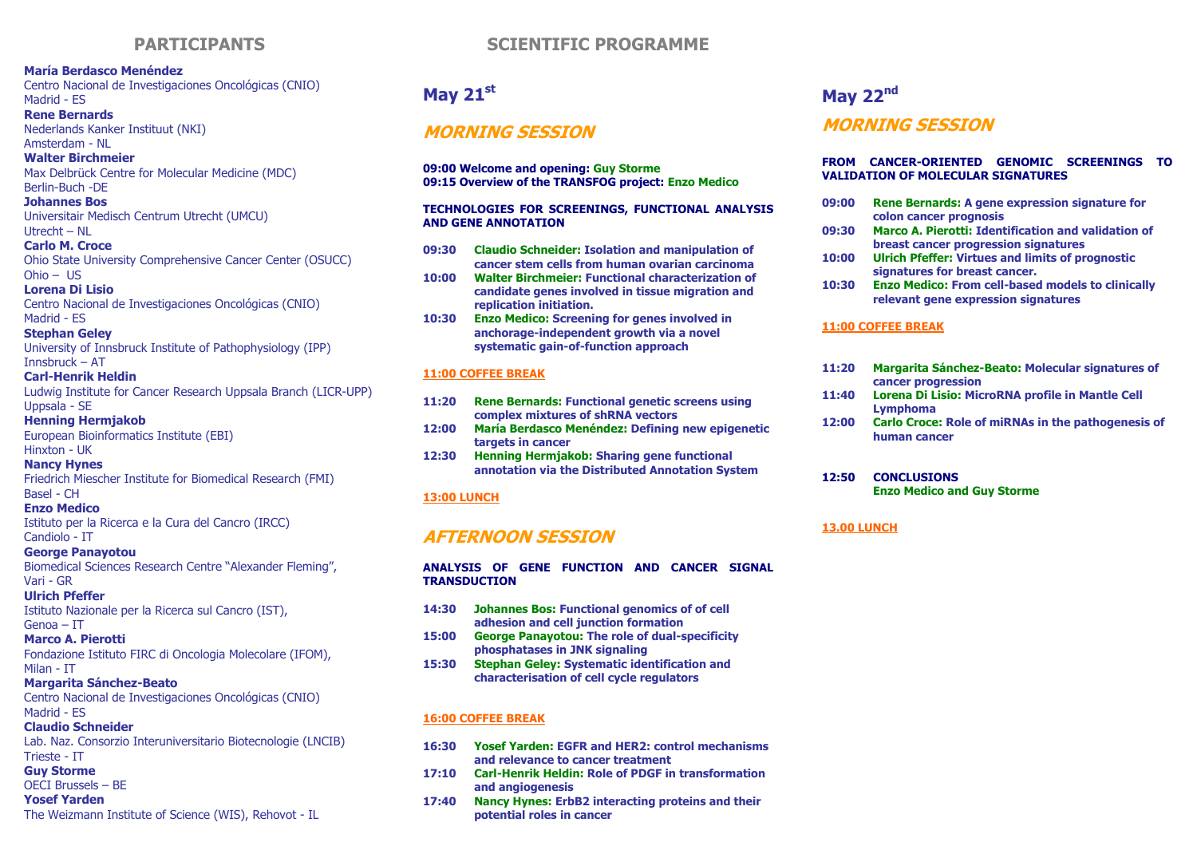## PARTICIPANTS

**María Berdasco Menéndez**
Centro Nacional de Investigaciones Oncológicas (CNIO)
Madrid - ES

**Rene Bernards**
Nederlands Kanker Instituut (NKI)
Amsterdam - NL

**Walter Birchmeier**
Max Delbrück Centre for Molecular Medicine (MDC)
Berlin-Buch -DE

**Johannes Bos**
Universitair Medisch Centrum Utrecht (UMCU)
Utrecht – NL

**Carlo M. Croce**
Ohio State University Comprehensive Cancer Center (OSUCC)
Ohio – US

**Lorena Di Lisio**
Centro Nacional de Investigaciones Oncológicas (CNIO)
Madrid - ES

**Stephan Geley**
University of Innsbruck Institute of Pathophysiology (IPP)
Innsbruck – AT

**Carl-Henrik Heldin**
Ludwig Institute for Cancer Research Uppsala Branch (LICR-UPP)
Uppsala - SE

**Henning Hermjakob**
European Bioinformatics Institute (EBI)
Hinxton - UK

**Nancy Hynes**
Friedrich Miescher Institute for Biomedical Research (FMI)
Basel - CH

**Enzo Medico**
Istituto per la Ricerca e la Cura del Cancro (IRCC)
Candiolo - IT

**George Panayotou**
Biomedical Sciences Research Centre "Alexander Fleming",
Vari - GR

**Ulrich Pfeffer**
Istituto Nazionale per la Ricerca sul Cancro (IST),
Genoa – IT

**Marco A. Pierotti**
Fondazione Istituto FIRC di Oncologia Molecolare (IFOM),
Milan - IT

**Margarita Sánchez-Beato**
Centro Nacional de Investigaciones Oncológicas (CNIO)
Madrid - ES

**Claudio Schneider**
Lab. Naz. Consorzio Interuniversitario Biotecnologie (LNCIB)
Trieste - IT

**Guy Storme**
OECI Brussels – BE

**Yosef Yarden**
The Weizmann Institute of Science (WIS), Rehovot - IL

## SCIENTIFIC PROGRAMME

### May 21st

#### *MORNING SESSION*

**09:00 Welcome and opening: Guy Storme**
**09:15 Overview of the TRANSFOG project: Enzo Medico**

**TECHNOLOGIES FOR SCREENINGS, FUNCTIONAL ANALYSIS AND GENE ANNOTATION**

- **09:30** **Claudio Schneider: Isolation and manipulation of cancer stem cells from human ovarian carcinoma**
- **10:00** **Walter Birchmeier: Functional characterization of candidate genes involved in tissue migration and replication initiation.**
- **10:30** **Enzo Medico: Screening for genes involved in anchorage-independent growth via a novel systematic gain-of-function approach**

**11:00 COFFEE BREAK**

- **11:20** **Rene Bernards: Functional genetic screens using complex mixtures of shRNA vectors**
- **12:00** **María Berdasco Menéndez: Defining new epigenetic targets in cancer**
- **12:30** **Henning Hermjakob: Sharing gene functional annotation via the Distributed Annotation System**

**13:00 LUNCH**

#### *AFTERNOON SESSION*

**ANALYSIS OF GENE FUNCTION AND CANCER SIGNAL TRANSDUCTION**

- **14:30** **Johannes Bos: Functional genomics of of cell adhesion and cell junction formation**
- **15:00** **George Panayotou: The role of dual-specificity phosphatases in JNK signaling**
- **15:30** **Stephan Geley: Systematic identification and characterisation of cell cycle regulators**

**16:00 COFFEE BREAK**

- **16:30** **Yosef Yarden: EGFR and HER2: control mechanisms and relevance to cancer treatment**
- **17:10** **Carl-Henrik Heldin: Role of PDGF in transformation and angiogenesis**
- **17:40** **Nancy Hynes: ErbB2 interacting proteins and their potential roles in cancer**

### May 22nd

#### *MORNING SESSION*

**FROM CANCER-ORIENTED GENOMIC SCREENINGS TO VALIDATION OF MOLECULAR SIGNATURES**

- **09:00** **Rene Bernards: A gene expression signature for colon cancer prognosis**
- **09:30** **Marco A. Pierotti: Identification and validation of breast cancer progression signatures**
- **10:00** **Ulrich Pfeffer: Virtues and limits of prognostic signatures for breast cancer.**
- **10:30** **Enzo Medico: From cell-based models to clinically relevant gene expression signatures**

**11:00 COFFEE BREAK**

- **11:20** **Margarita Sánchez-Beato: Molecular signatures of cancer progression**
- **11:40** **Lorena Di Lisio: MicroRNA profile in Mantle Cell Lymphoma**
- **12:00** **Carlo Croce: Role of miRNAs in the pathogenesis of human cancer**

- **12:50** **CONCLUSIONS**
  **Enzo Medico and Guy Storme**

**13.00 LUNCH**